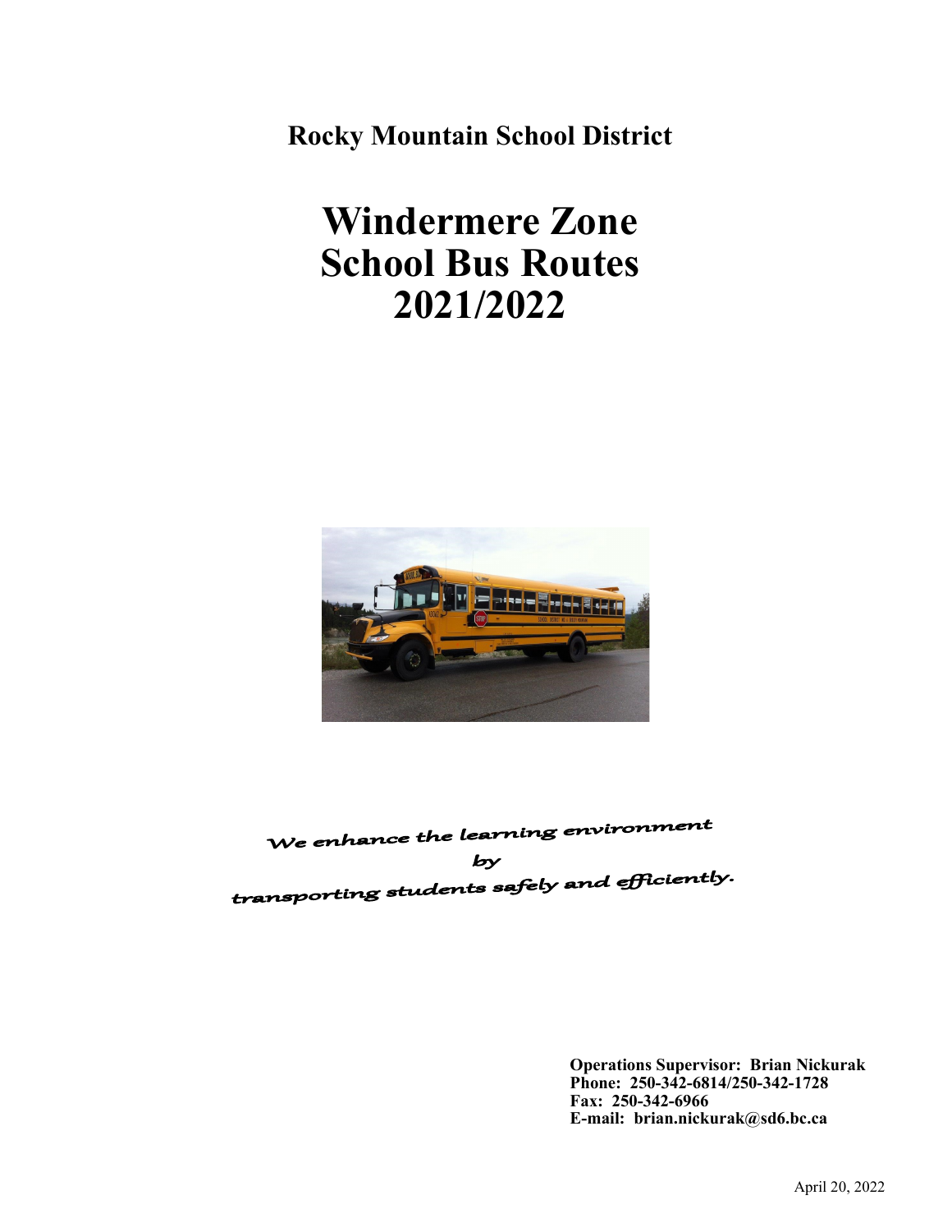**Rocky Mountain School District**

# Windermere Zone School Bus Routes 2021/2022

*We enhance the learning environment*
*by*
*transporting students safely and efficiently.*

**Operations Supervisor: Brian Nickurak**
**Phone: 250-342-6814/250-342-1728**
**Fax: 250-342-6966**
**E-mail: brian.nickurak@sd6.bc.ca**

April 20, 2022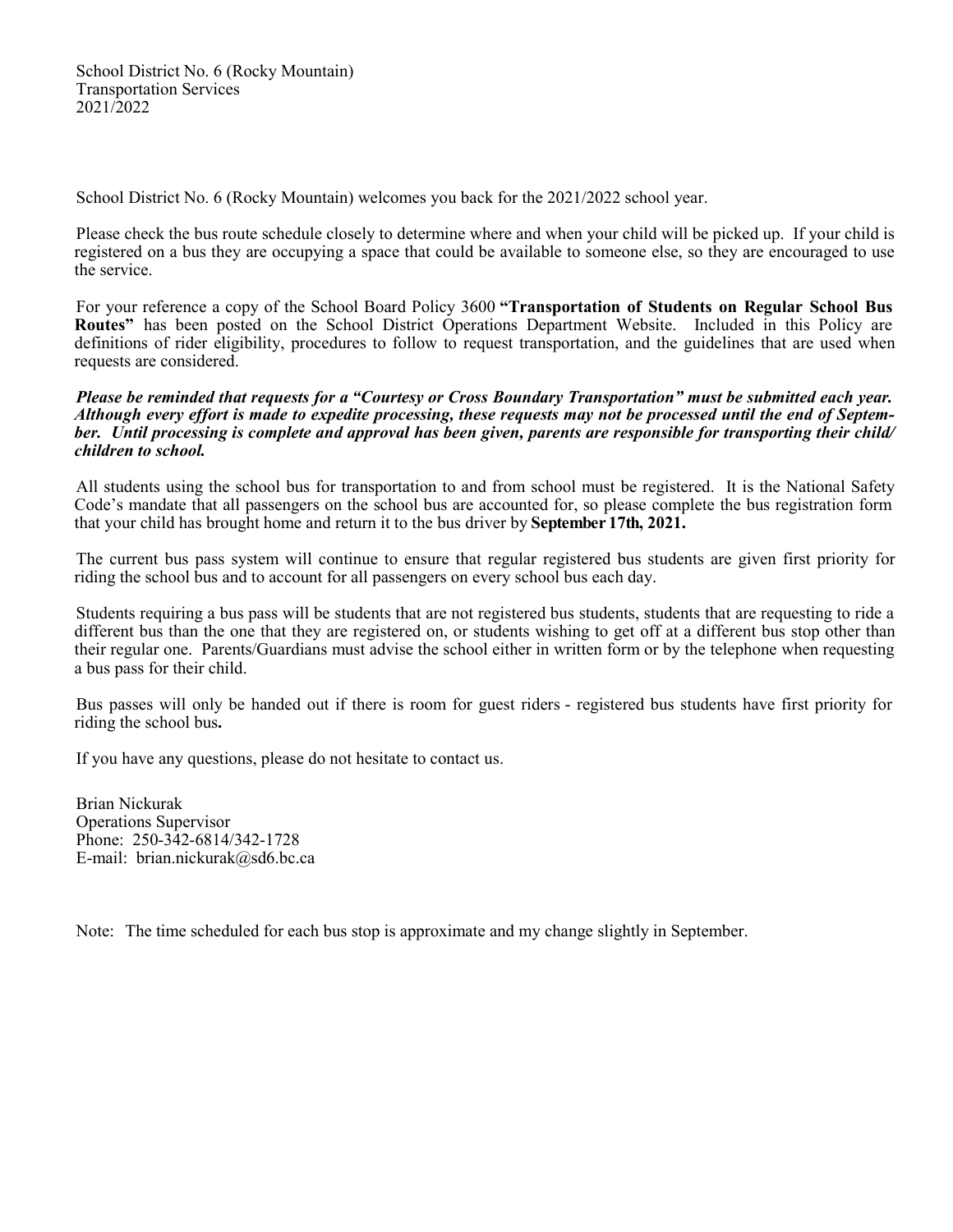School District No. 6 (Rocky Mountain)
Transportation Services
2021/2022

School District No. 6 (Rocky Mountain) welcomes you back for the 2021/2022 school year.

Please check the bus route schedule closely to determine where and when your child will be picked up. If your child is registered on a bus they are occupying a space that could be available to someone else, so they are encouraged to use the service.

For your reference a copy of the School Board Policy 3600 **"Transportation of Students on Regular School Bus Routes"** has been posted on the School District Operations Department Website. Included in this Policy are definitions of rider eligibility, procedures to follow to request transportation, and the guidelines that are used when requests are considered.

***Please be reminded that requests for a "Courtesy or Cross Boundary Transportation" must be submitted each year. Although every effort is made to expedite processing, these requests may not be processed until the end of September. Until processing is complete and approval has been given, parents are responsible for transporting their child/ children to school.***

All students using the school bus for transportation to and from school must be registered. It is the National Safety Code's mandate that all passengers on the school bus are accounted for, so please complete the bus registration form that your child has brought home and return it to the bus driver by **September 17th, 2021.**

The current bus pass system will continue to ensure that regular registered bus students are given first priority for riding the school bus and to account for all passengers on every school bus each day.

Students requiring a bus pass will be students that are not registered bus students, students that are requesting to ride a different bus than the one that they are registered on, or students wishing to get off at a different bus stop other than their regular one. Parents/Guardians must advise the school either in written form or by the telephone when requesting a bus pass for their child.

Bus passes will only be handed out if there is room for guest riders - registered bus students have first priority for riding the school bus**.**

If you have any questions, please do not hesitate to contact us.

Brian Nickurak
Operations Supervisor
Phone: 250-342-6814/342-1728
E-mail: brian.nickurak@sd6.bc.ca

Note: The time scheduled for each bus stop is approximate and my change slightly in September.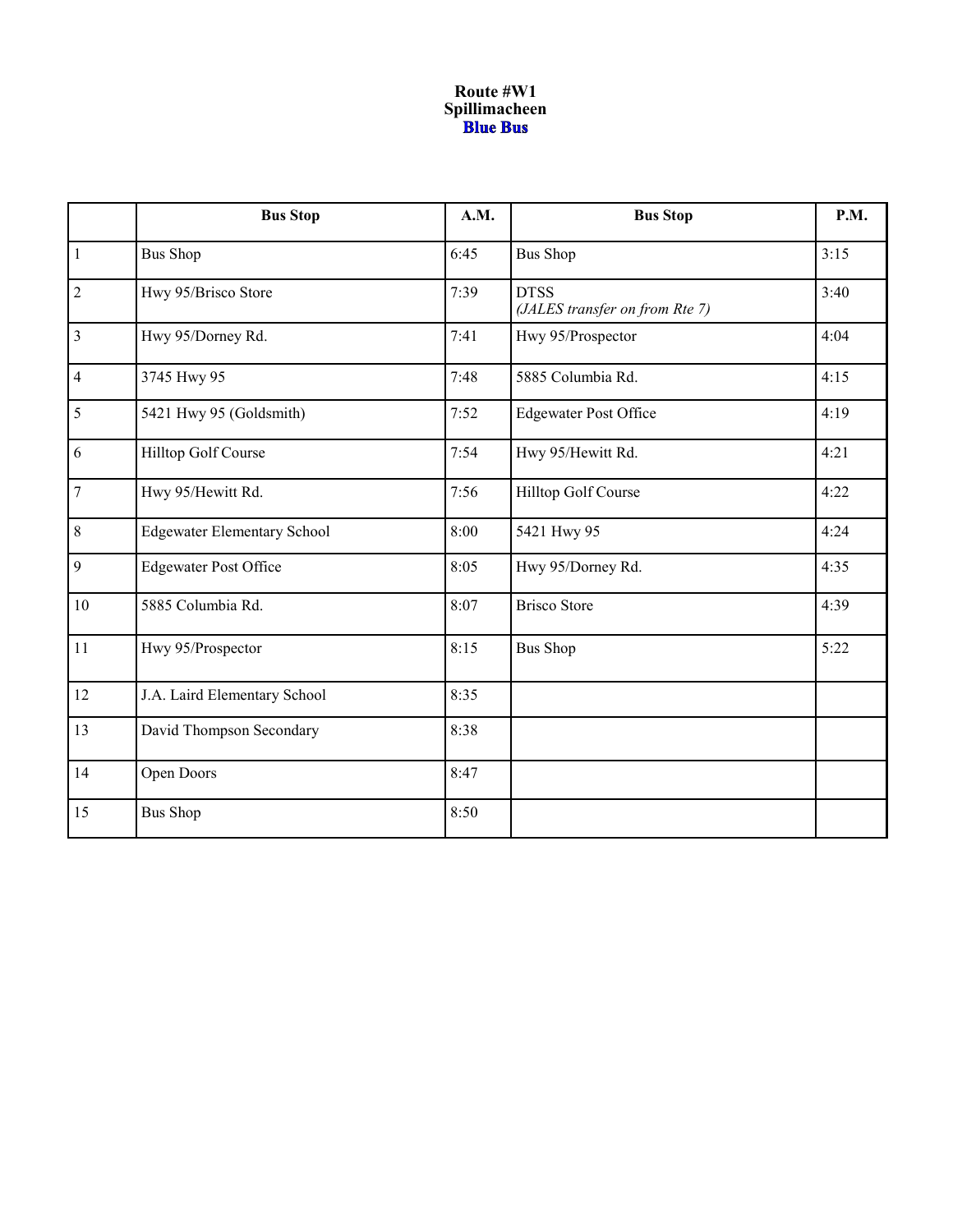# Route #W1
# Spillimacheen
# **Blue Bus**

| | Bus Stop | A.M. | Bus Stop | P.M. |
|---|---|---|---|---|
| 1 | Bus Shop | 6:45 | Bus Shop | 3:15 |
| 2 | Hwy 95/Brisco Store | 7:39 | DTSS *(JALES transfer on from Rte 7)* | 3:40 |
| 3 | Hwy 95/Dorney Rd. | 7:41 | Hwy 95/Prospector | 4:04 |
| 4 | 3745 Hwy 95 | 7:48 | 5885 Columbia Rd. | 4:15 |
| 5 | 5421 Hwy 95 (Goldsmith) | 7:52 | Edgewater Post Office | 4:19 |
| 6 | Hilltop Golf Course | 7:54 | Hwy 95/Hewitt Rd. | 4:21 |
| 7 | Hwy 95/Hewitt Rd. | 7:56 | Hilltop Golf Course | 4:22 |
| 8 | Edgewater Elementary School | 8:00 | 5421 Hwy 95 | 4:24 |
| 9 | Edgewater Post Office | 8:05 | Hwy 95/Dorney Rd. | 4:35 |
| 10 | 5885 Columbia Rd. | 8:07 | Brisco Store | 4:39 |
| 11 | Hwy 95/Prospector | 8:15 | Bus Shop | 5:22 |
| 12 | J.A. Laird Elementary School | 8:35 | | |
| 13 | David Thompson Secondary | 8:38 | | |
| 14 | Open Doors | 8:47 | | |
| 15 | Bus Shop | 8:50 | | |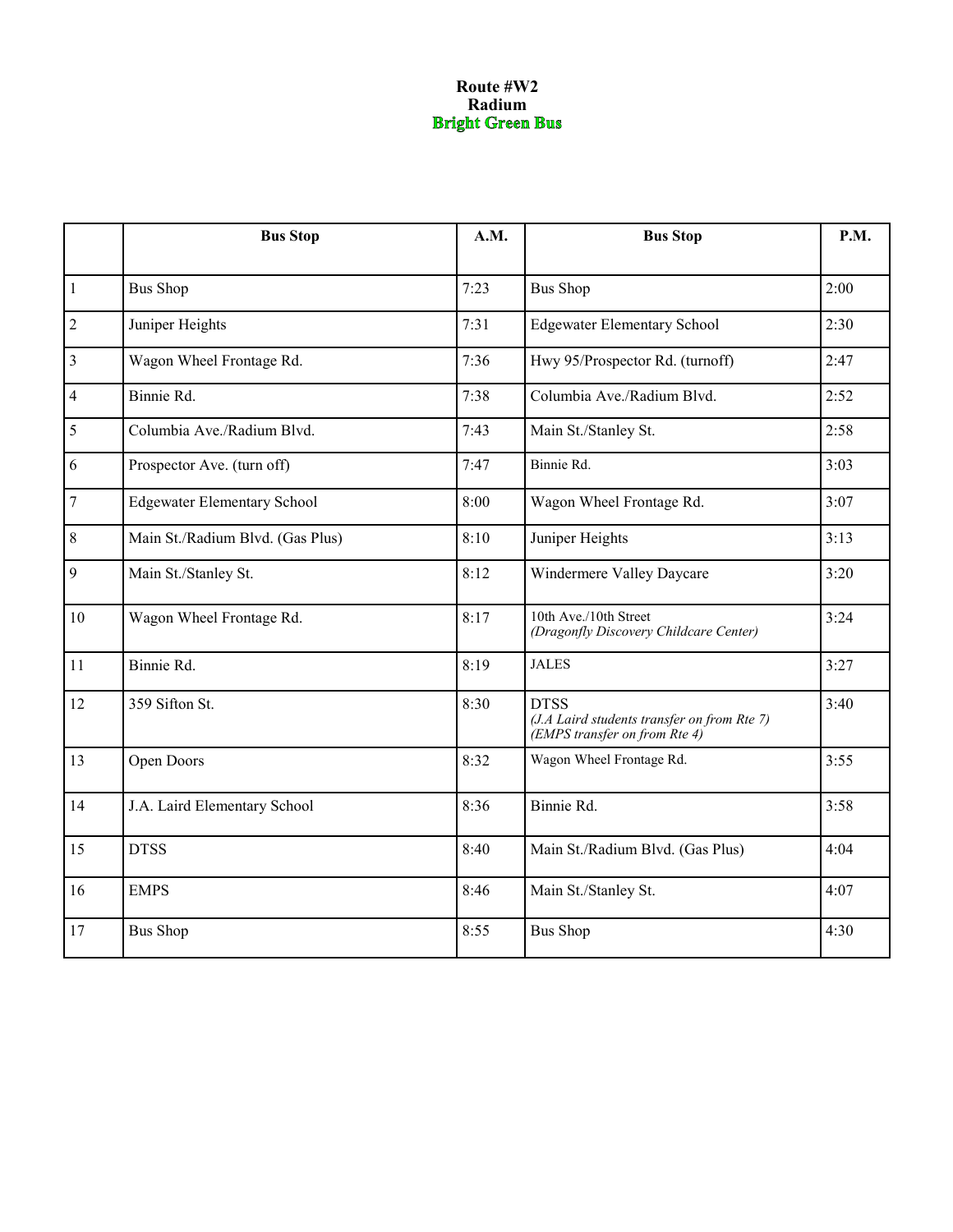**Route #W2**
**Radium**
**Bright Green Bus**

| | Bus Stop | A.M. | Bus Stop | P.M. |
|---|---|---|---|---|
| 1 | Bus Shop | 7:23 | Bus Shop | 2:00 |
| 2 | Juniper Heights | 7:31 | Edgewater Elementary School | 2:30 |
| 3 | Wagon Wheel Frontage Rd. | 7:36 | Hwy 95/Prospector Rd. (turnoff) | 2:47 |
| 4 | Binnie Rd. | 7:38 | Columbia Ave./Radium Blvd. | 2:52 |
| 5 | Columbia Ave./Radium Blvd. | 7:43 | Main St./Stanley St. | 2:58 |
| 6 | Prospector Ave. (turn off) | 7:47 | Binnie Rd. | 3:03 |
| 7 | Edgewater Elementary School | 8:00 | Wagon Wheel Frontage Rd. | 3:07 |
| 8 | Main St./Radium Blvd. (Gas Plus) | 8:10 | Juniper Heights | 3:13 |
| 9 | Main St./Stanley St. | 8:12 | Windermere Valley Daycare | 3:20 |
| 10 | Wagon Wheel Frontage Rd. | 8:17 | 10th Ave./10th Street *(Dragonfly Discovery Childcare Center)* | 3:24 |
| 11 | Binnie Rd. | 8:19 | JALES | 3:27 |
| 12 | 359 Sifton St. | 8:30 | DTSS *(J.A Laird students transfer on from Rte 7)* *(EMPS transfer on from Rte 4)* | 3:40 |
| 13 | Open Doors | 8:32 | Wagon Wheel Frontage Rd. | 3:55 |
| 14 | J.A. Laird Elementary School | 8:36 | Binnie Rd. | 3:58 |
| 15 | DTSS | 8:40 | Main St./Radium Blvd. (Gas Plus) | 4:04 |
| 16 | EMPS | 8:46 | Main St./Stanley St. | 4:07 |
| 17 | Bus Shop | 8:55 | Bus Shop | 4:30 |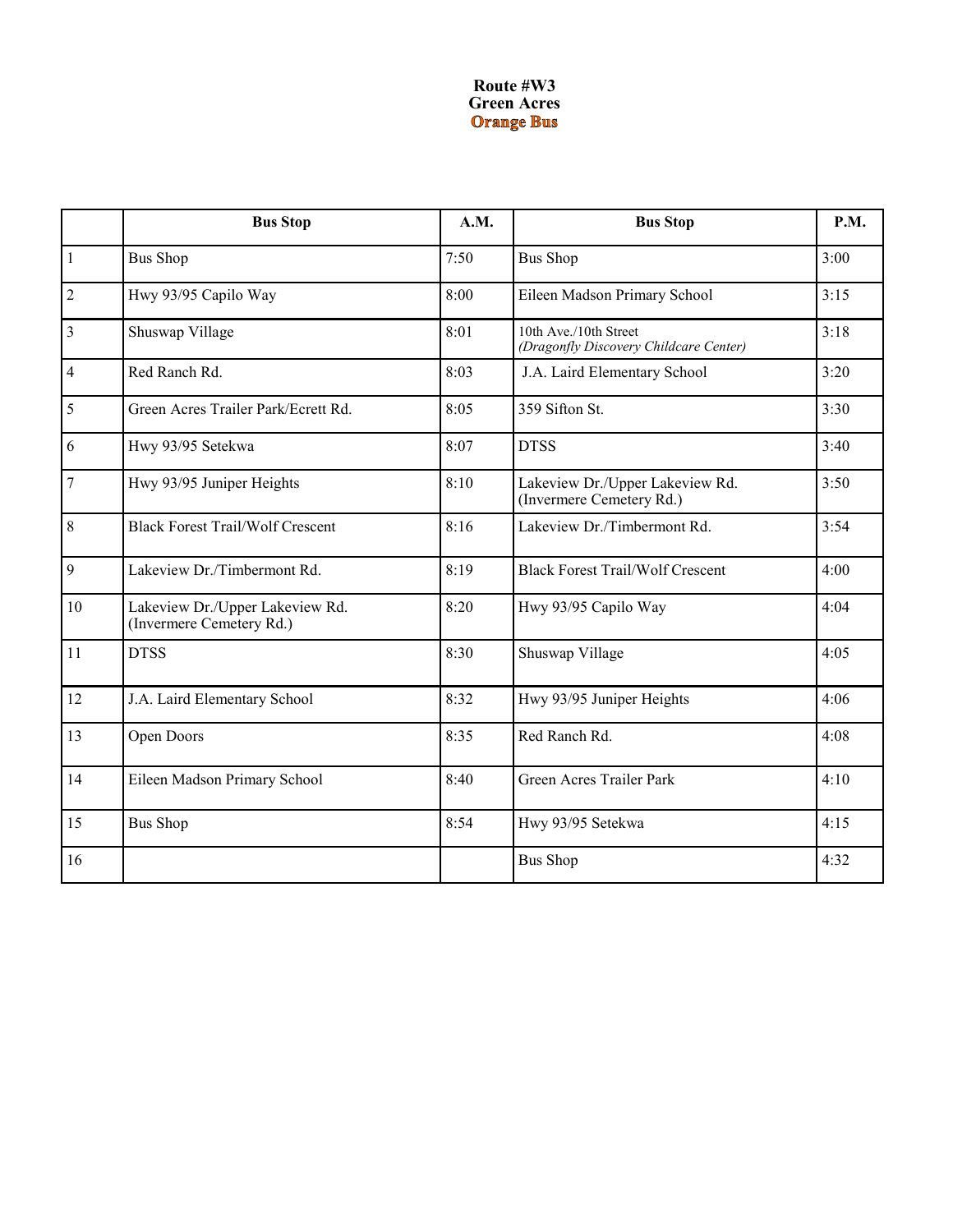# Route #W3
# Green Acres
# Orange Bus

| | Bus Stop | A.M. | Bus Stop | P.M. |
|---|---|---|---|---|
| 1 | Bus Shop | 7:50 | Bus Shop | 3:00 |
| 2 | Hwy 93/95 Capilo Way | 8:00 | Eileen Madson Primary School | 3:15 |
| 3 | Shuswap Village | 8:01 | 10th Ave./10th Street *(Dragonfly Discovery Childcare Center)* | 3:18 |
| 4 | Red Ranch Rd. | 8:03 | J.A. Laird Elementary School | 3:20 |
| 5 | Green Acres Trailer Park/Ecrett Rd. | 8:05 | 359 Sifton St. | 3:30 |
| 6 | Hwy 93/95 Setekwa | 8:07 | DTSS | 3:40 |
| 7 | Hwy 93/95 Juniper Heights | 8:10 | Lakeview Dr./Upper Lakeview Rd. (Invermere Cemetery Rd.) | 3:50 |
| 8 | Black Forest Trail/Wolf Crescent | 8:16 | Lakeview Dr./Timbermont Rd. | 3:54 |
| 9 | Lakeview Dr./Timbermont Rd. | 8:19 | Black Forest Trail/Wolf Crescent | 4:00 |
| 10 | Lakeview Dr./Upper Lakeview Rd. (Invermere Cemetery Rd.) | 8:20 | Hwy 93/95 Capilo Way | 4:04 |
| 11 | DTSS | 8:30 | Shuswap Village | 4:05 |
| 12 | J.A. Laird Elementary School | 8:32 | Hwy 93/95 Juniper Heights | 4:06 |
| 13 | Open Doors | 8:35 | Red Ranch Rd. | 4:08 |
| 14 | Eileen Madson Primary School | 8:40 | Green Acres Trailer Park | 4:10 |
| 15 | Bus Shop | 8:54 | Hwy 93/95 Setekwa | 4:15 |
| 16 | | | Bus Shop | 4:32 |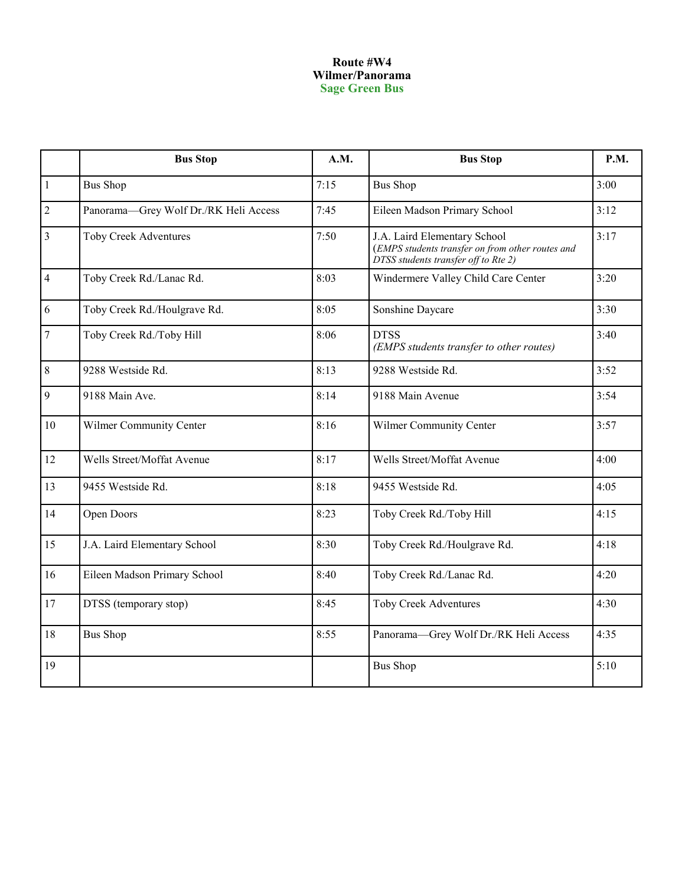**Route #W4**
**Wilmer/Panorama**
**Sage Green Bus**

| | Bus Stop | A.M. | Bus Stop | P.M. |
|---|---|---|---|---|
| 1 | Bus Shop | 7:15 | Bus Shop | 3:00 |
| 2 | Panorama—Grey Wolf Dr./RK Heli Access | 7:45 | Eileen Madson Primary School | 3:12 |
| 3 | Toby Creek Adventures | 7:50 | J.A. Laird Elementary School (*EMPS students transfer on from other routes and DTSS students transfer off to Rte 2)* | 3:17 |
| 4 | Toby Creek Rd./Lanac Rd. | 8:03 | Windermere Valley Child Care Center | 3:20 |
| 6 | Toby Creek Rd./Houlgrave Rd. | 8:05 | Sonshine Daycare | 3:30 |
| 7 | Toby Creek Rd./Toby Hill | 8:06 | DTSS *(EMPS students transfer to other routes)* | 3:40 |
| 8 | 9288 Westside Rd. | 8:13 | 9288 Westside Rd. | 3:52 |
| 9 | 9188 Main Ave. | 8:14 | 9188 Main Avenue | 3:54 |
| 10 | Wilmer Community Center | 8:16 | Wilmer Community Center | 3:57 |
| 12 | Wells Street/Moffat Avenue | 8:17 | Wells Street/Moffat Avenue | 4:00 |
| 13 | 9455 Westside Rd. | 8:18 | 9455 Westside Rd. | 4:05 |
| 14 | Open Doors | 8:23 | Toby Creek Rd./Toby Hill | 4:15 |
| 15 | J.A. Laird Elementary School | 8:30 | Toby Creek Rd./Houlgrave Rd. | 4:18 |
| 16 | Eileen Madson Primary School | 8:40 | Toby Creek Rd./Lanac Rd. | 4:20 |
| 17 | DTSS (temporary stop) | 8:45 | Toby Creek Adventures | 4:30 |
| 18 | Bus Shop | 8:55 | Panorama—Grey Wolf Dr./RK Heli Access | 4:35 |
| 19 | | | Bus Shop | 5:10 |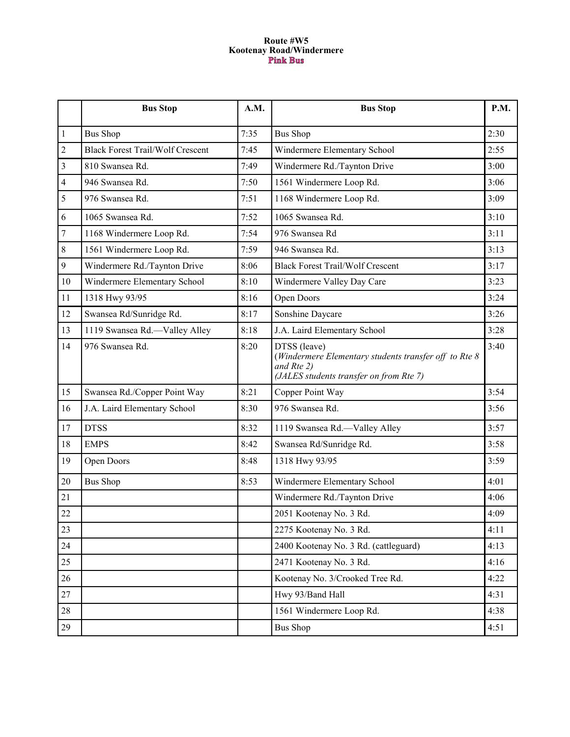**Route #W5**
**Kootenay Road/Windermere**
**Pink Bus**

| | Bus Stop | A.M. | Bus Stop | P.M. |
|---|---|---|---|---|
| 1 | Bus Shop | 7:35 | Bus Shop | 2:30 |
| 2 | Black Forest Trail/Wolf Crescent | 7:45 | Windermere Elementary School | 2:55 |
| 3 | 810 Swansea Rd. | 7:49 | Windermere Rd./Taynton Drive | 3:00 |
| 4 | 946 Swansea Rd. | 7:50 | 1561 Windermere Loop Rd. | 3:06 |
| 5 | 976 Swansea Rd. | 7:51 | 1168 Windermere Loop Rd. | 3:09 |
| 6 | 1065 Swansea Rd. | 7:52 | 1065 Swansea Rd. | 3:10 |
| 7 | 1168 Windermere Loop Rd. | 7:54 | 976 Swansea Rd | 3:11 |
| 8 | 1561 Windermere Loop Rd. | 7:59 | 946 Swansea Rd. | 3:13 |
| 9 | Windermere Rd./Taynton Drive | 8:06 | Black Forest Trail/Wolf Crescent | 3:17 |
| 10 | Windermere Elementary School | 8:10 | Windermere Valley Day Care | 3:23 |
| 11 | 1318 Hwy 93/95 | 8:16 | Open Doors | 3:24 |
| 12 | Swansea Rd/Sunridge Rd. | 8:17 | Sonshine Daycare | 3:26 |
| 13 | 1119 Swansea Rd.—Valley Alley | 8:18 | J.A. Laird Elementary School | 3:28 |
| 14 | 976 Swansea Rd. | 8:20 | DTSS (leave) *(Windermere Elementary students transfer off to Rte 8 and Rte 2)* *(JALES students transfer on from Rte 7)* | 3:40 |
| 15 | Swansea Rd./Copper Point Way | 8:21 | Copper Point Way | 3:54 |
| 16 | J.A. Laird Elementary School | 8:30 | 976 Swansea Rd. | 3:56 |
| 17 | DTSS | 8:32 | 1119 Swansea Rd.—Valley Alley | 3:57 |
| 18 | EMPS | 8:42 | Swansea Rd/Sunridge Rd. | 3:58 |
| 19 | Open Doors | 8:48 | 1318 Hwy 93/95 | 3:59 |
| 20 | Bus Shop | 8:53 | Windermere Elementary School | 4:01 |
| 21 | | | Windermere Rd./Taynton Drive | 4:06 |
| 22 | | | 2051 Kootenay No. 3 Rd. | 4:09 |
| 23 | | | 2275 Kootenay No. 3 Rd. | 4:11 |
| 24 | | | 2400 Kootenay No. 3 Rd. (cattleguard) | 4:13 |
| 25 | | | 2471 Kootenay No. 3 Rd. | 4:16 |
| 26 | | | Kootenay No. 3/Crooked Tree Rd. | 4:22 |
| 27 | | | Hwy 93/Band Hall | 4:31 |
| 28 | | | 1561 Windermere Loop Rd. | 4:38 |
| 29 | | | Bus Shop | 4:51 |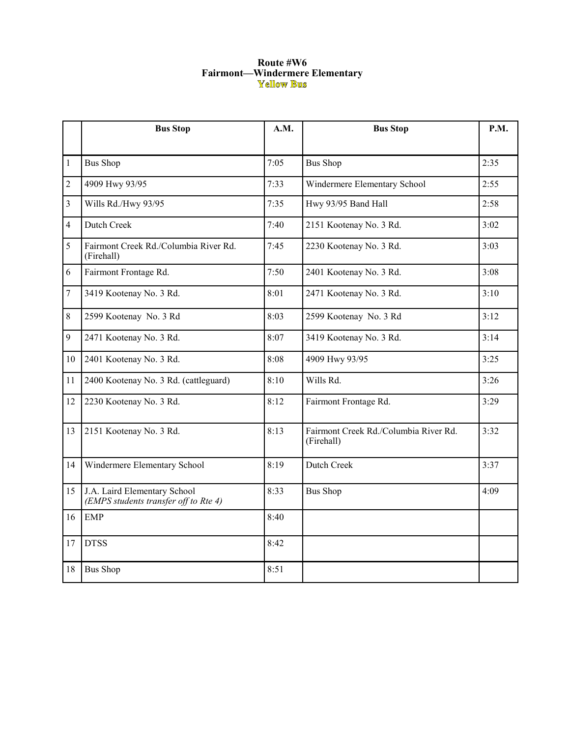**Route #W6**
**Fairmont—Windermere Elementary**
**Yellow Bus**

| | Bus Stop | A.M. | Bus Stop | P.M. |
|---|---|---|---|---|
| 1 | Bus Shop | 7:05 | Bus Shop | 2:35 |
| 2 | 4909 Hwy 93/95 | 7:33 | Windermere Elementary School | 2:55 |
| 3 | Wills Rd./Hwy 93/95 | 7:35 | Hwy 93/95 Band Hall | 2:58 |
| 4 | Dutch Creek | 7:40 | 2151 Kootenay No. 3 Rd. | 3:02 |
| 5 | Fairmont Creek Rd./Columbia River Rd. (Firehall) | 7:45 | 2230 Kootenay No. 3 Rd. | 3:03 |
| 6 | Fairmont Frontage Rd. | 7:50 | 2401 Kootenay No. 3 Rd. | 3:08 |
| 7 | 3419 Kootenay No. 3 Rd. | 8:01 | 2471 Kootenay No. 3 Rd. | 3:10 |
| 8 | 2599 Kootenay No. 3 Rd | 8:03 | 2599 Kootenay No. 3 Rd | 3:12 |
| 9 | 2471 Kootenay No. 3 Rd. | 8:07 | 3419 Kootenay No. 3 Rd. | 3:14 |
| 10 | 2401 Kootenay No. 3 Rd. | 8:08 | 4909 Hwy 93/95 | 3:25 |
| 11 | 2400 Kootenay No. 3 Rd. (cattleguard) | 8:10 | Wills Rd. | 3:26 |
| 12 | 2230 Kootenay No. 3 Rd. | 8:12 | Fairmont Frontage Rd. | 3:29 |
| 13 | 2151 Kootenay No. 3 Rd. | 8:13 | Fairmont Creek Rd./Columbia River Rd. (Firehall) | 3:32 |
| 14 | Windermere Elementary School | 8:19 | Dutch Creek | 3:37 |
| 15 | J.A. Laird Elementary School *(EMPS students transfer off to Rte 4)* | 8:33 | Bus Shop | 4:09 |
| 16 | EMP | 8:40 | | |
| 17 | DTSS | 8:42 | | |
| 18 | Bus Shop | 8:51 | | |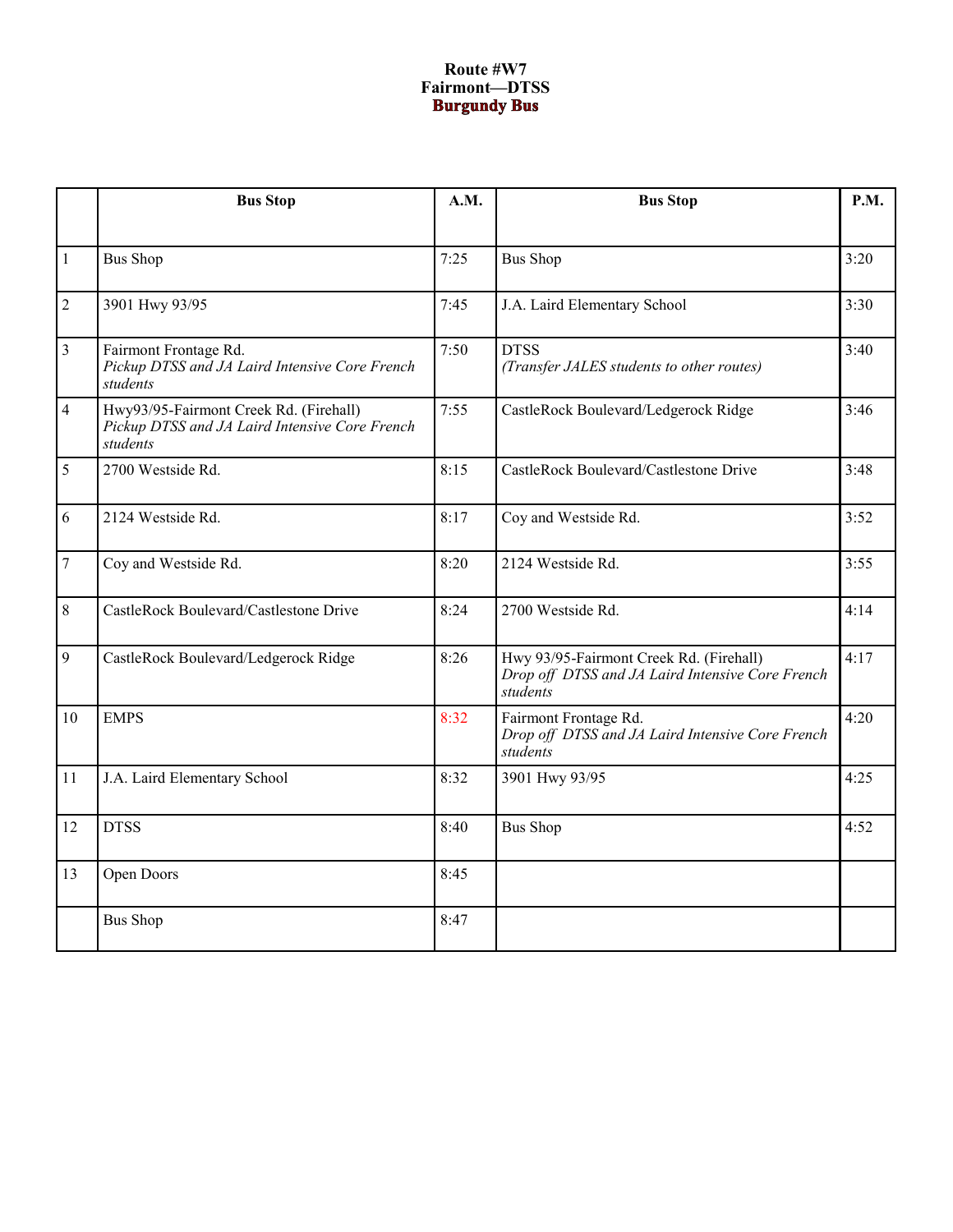**Route #W7**
**Fairmont—DTSS**
**Burgundy Bus**

| | Bus Stop | A.M. | Bus Stop | P.M. |
|---|---|---|---|---|
| 1 | Bus Shop | 7:25 | Bus Shop | 3:20 |
| 2 | 3901 Hwy 93/95 | 7:45 | J.A. Laird Elementary School | 3:30 |
| 3 | Fairmont Frontage Rd. *Pickup DTSS and JA Laird Intensive Core French students* | 7:50 | DTSS *(Transfer JALES students to other routes)* | 3:40 |
| 4 | Hwy93/95-Fairmont Creek Rd. (Firehall) *Pickup DTSS and JA Laird Intensive Core French students* | 7:55 | CastleRock Boulevard/Ledgerock Ridge | 3:46 |
| 5 | 2700 Westside Rd. | 8:15 | CastleRock Boulevard/Castlestone Drive | 3:48 |
| 6 | 2124 Westside Rd. | 8:17 | Coy and Westside Rd. | 3:52 |
| 7 | Coy and Westside Rd. | 8:20 | 2124 Westside Rd. | 3:55 |
| 8 | CastleRock Boulevard/Castlestone Drive | 8:24 | 2700 Westside Rd. | 4:14 |
| 9 | CastleRock Boulevard/Ledgerock Ridge | 8:26 | Hwy 93/95-Fairmont Creek Rd. (Firehall) *Drop off DTSS and JA Laird Intensive Core French students* | 4:17 |
| 10 | EMPS | 8:32 | Fairmont Frontage Rd. *Drop off DTSS and JA Laird Intensive Core French students* | 4:20 |
| 11 | J.A. Laird Elementary School | 8:32 | 3901 Hwy 93/95 | 4:25 |
| 12 | DTSS | 8:40 | Bus Shop | 4:52 |
| 13 | Open Doors | 8:45 | | |
| | Bus Shop | 8:47 | | |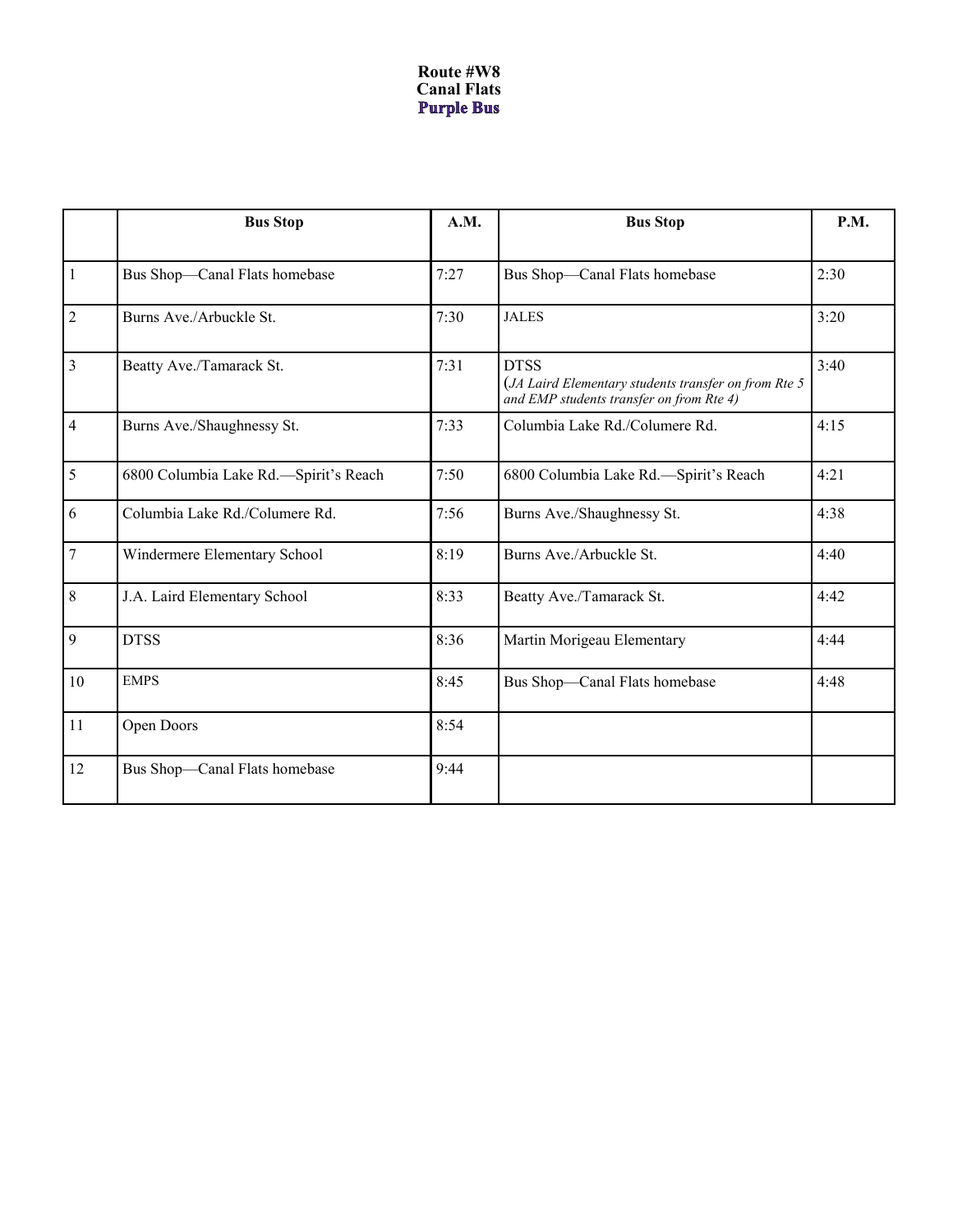**Route #W8**
**Canal Flats**
**Purple Bus**

| | Bus Stop | A.M. | Bus Stop | P.M. |
|---|---|---|---|---|
| 1 | Bus Shop—Canal Flats homebase | 7:27 | Bus Shop—Canal Flats homebase | 2:30 |
| 2 | Burns Ave./Arbuckle St. | 7:30 | JALES | 3:20 |
| 3 | Beatty Ave./Tamarack St. | 7:31 | DTSS (*JA Laird Elementary students transfer on from Rte 5 and EMP students transfer on from Rte 4)* | 3:40 |
| 4 | Burns Ave./Shaughnessy St. | 7:33 | Columbia Lake Rd./Columere Rd. | 4:15 |
| 5 | 6800 Columbia Lake Rd.—Spirit's Reach | 7:50 | 6800 Columbia Lake Rd.—Spirit's Reach | 4:21 |
| 6 | Columbia Lake Rd./Columere Rd. | 7:56 | Burns Ave./Shaughnessy St. | 4:38 |
| 7 | Windermere Elementary School | 8:19 | Burns Ave./Arbuckle St. | 4:40 |
| 8 | J.A. Laird Elementary School | 8:33 | Beatty Ave./Tamarack St. | 4:42 |
| 9 | DTSS | 8:36 | Martin Morigeau Elementary | 4:44 |
| 10 | EMPS | 8:45 | Bus Shop—Canal Flats homebase | 4:48 |
| 11 | Open Doors | 8:54 | | |
| 12 | Bus Shop—Canal Flats homebase | 9:44 | | |